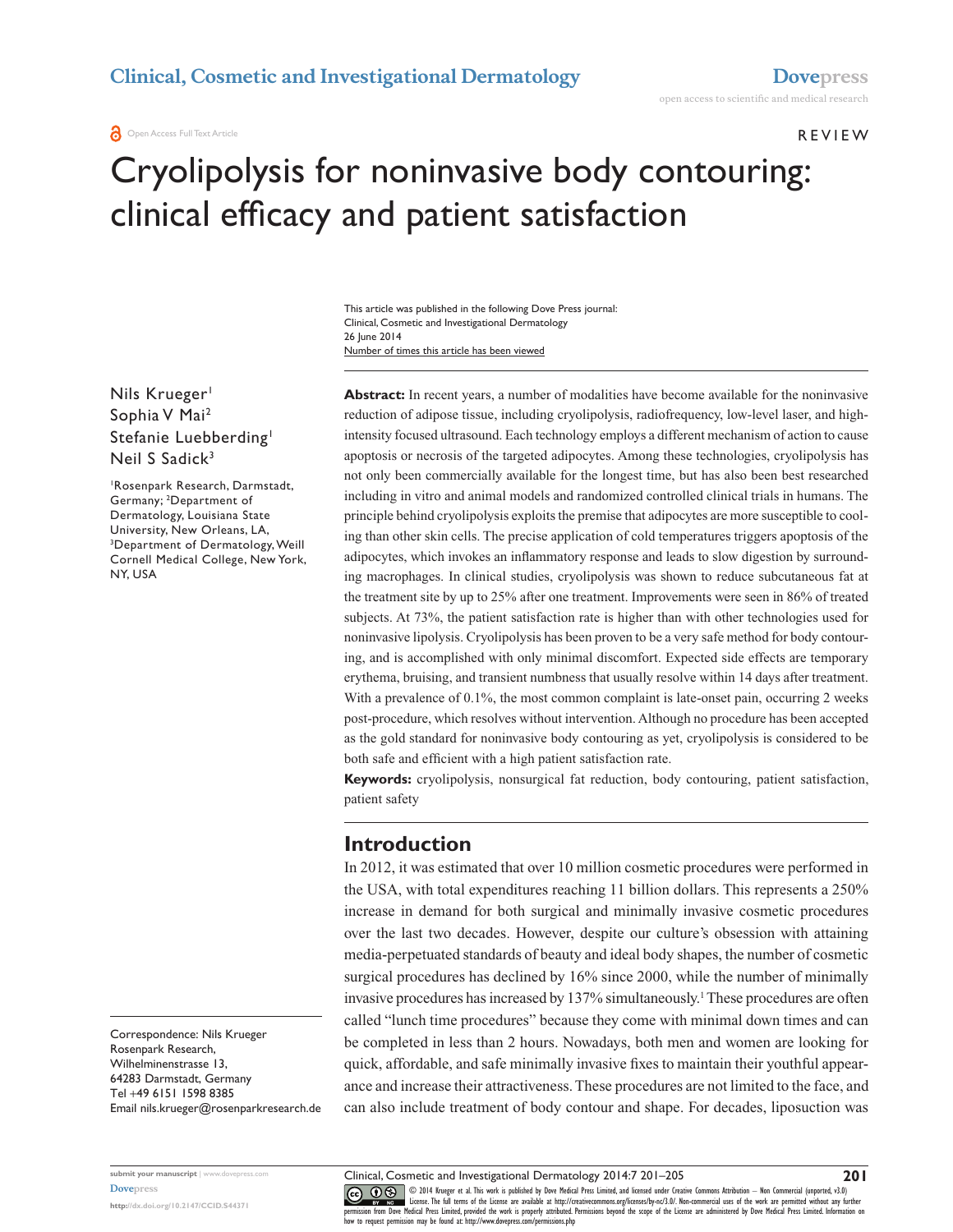REVIEW

# Cryolipolysis for noninvasive body contouring: clinical efficacy and patient satisfaction

This article was published in the following Dove Press journal:
Clinical, Cosmetic and Investigational Dermatology
26 June 2014
Number of times this article has been viewed

Nils Krueger[1]
Sophia V Mai[2]
Stefanie Luebberding[1]
Neil S Sadick[3]

[1]Rosenpark Research, Darmstadt, Germany; [2]Department of Dermatology, Louisiana State University, New Orleans, LA, [3]Department of Dermatology, Weill Cornell Medical College, New York, NY, USA

Correspondence: Nils Krueger
Rosenpark Research,
Wilhelminenstrasse 13,
64283 Darmstadt, Germany
Tel +49 6151 1598 8385
Email nils.krueger@rosenparkresearch.de

**Abstract:** In recent years, a number of modalities have become available for the noninvasive reduction of adipose tissue, including cryolipolysis, radiofrequency, low-level laser, and high-intensity focused ultrasound. Each technology employs a different mechanism of action to cause apoptosis or necrosis of the targeted adipocytes. Among these technologies, cryolipolysis has not only been commercially available for the longest time, but has also been best researched including in vitro and animal models and randomized controlled clinical trials in humans. The principle behind cryolipolysis exploits the premise that adipocytes are more susceptible to cooling than other skin cells. The precise application of cold temperatures triggers apoptosis of the adipocytes, which invokes an inflammatory response and leads to slow digestion by surrounding macrophages. In clinical studies, cryolipolysis was shown to reduce subcutaneous fat at the treatment site by up to 25% after one treatment. Improvements were seen in 86% of treated subjects. At 73%, the patient satisfaction rate is higher than with other technologies used for noninvasive lipolysis. Cryolipolysis has been proven to be a very safe method for body contouring, and is accomplished with only minimal discomfort. Expected side effects are temporary erythema, bruising, and transient numbness that usually resolve within 14 days after treatment. With a prevalence of 0.1%, the most common complaint is late-onset pain, occurring 2 weeks post-procedure, which resolves without intervention. Although no procedure has been accepted as the gold standard for noninvasive body contouring as yet, cryolipolysis is considered to be both safe and efficient with a high patient satisfaction rate.

**Keywords:** cryolipolysis, nonsurgical fat reduction, body contouring, patient satisfaction, patient safety

## Introduction

In 2012, it was estimated that over 10 million cosmetic procedures were performed in the USA, with total expenditures reaching 11 billion dollars. This represents a 250% increase in demand for both surgical and minimally invasive cosmetic procedures over the last two decades. However, despite our culture's obsession with attaining media-perpetuated standards of beauty and ideal body shapes, the number of cosmetic surgical procedures has declined by 16% since 2000, while the number of minimally invasive procedures has increased by 137% simultaneously.[1] These procedures are often called "lunch time procedures" because they come with minimal down times and can be completed in less than 2 hours. Nowadays, both men and women are looking for quick, affordable, and safe minimally invasive fixes to maintain their youthful appearance and increase their attractiveness. These procedures are not limited to the face, and can also include treatment of body contour and shape. For decades, liposuction was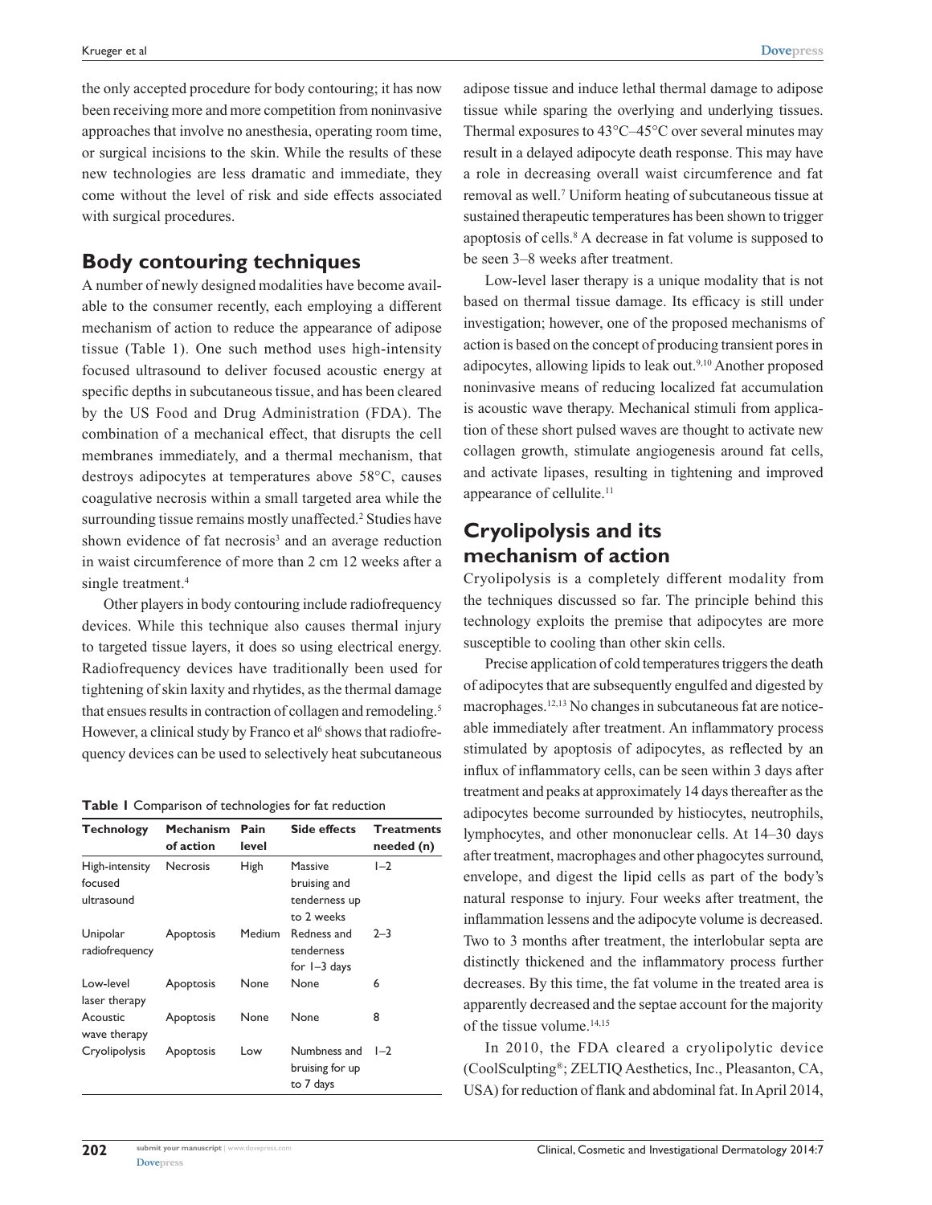the only accepted procedure for body contouring; it has now been receiving more and more competition from noninvasive approaches that involve no anesthesia, operating room time, or surgical incisions to the skin. While the results of these new technologies are less dramatic and immediate, they come without the level of risk and side effects associated with surgical procedures.

## Body contouring techniques

A number of newly designed modalities have become available to the consumer recently, each employing a different mechanism of action to reduce the appearance of adipose tissue (Table 1). One such method uses high-intensity focused ultrasound to deliver focused acoustic energy at specific depths in subcutaneous tissue, and has been cleared by the US Food and Drug Administration (FDA). The combination of a mechanical effect, that disrupts the cell membranes immediately, and a thermal mechanism, that destroys adipocytes at temperatures above 58°C, causes coagulative necrosis within a small targeted area while the surrounding tissue remains mostly unaffected.[2] Studies have shown evidence of fat necrosis[3] and an average reduction in waist circumference of more than 2 cm 12 weeks after a single treatment.[4]

Other players in body contouring include radiofrequency devices. While this technique also causes thermal injury to targeted tissue layers, it does so using electrical energy. Radiofrequency devices have traditionally been used for tightening of skin laxity and rhytides, as the thermal damage that ensues results in contraction of collagen and remodeling.[5] However, a clinical study by Franco et al[6] shows that radiofrequency devices can be used to selectively heat subcutaneous adipose tissue and induce lethal thermal damage to adipose tissue while sparing the overlying and underlying tissues. Thermal exposures to 43°C–45°C over several minutes may result in a delayed adipocyte death response. This may have a role in decreasing overall waist circumference and fat removal as well.[7] Uniform heating of subcutaneous tissue at sustained therapeutic temperatures has been shown to trigger apoptosis of cells.[8] A decrease in fat volume is supposed to be seen 3–8 weeks after treatment.

Low-level laser therapy is a unique modality that is not based on thermal tissue damage. Its efficacy is still under investigation; however, one of the proposed mechanisms of action is based on the concept of producing transient pores in adipocytes, allowing lipids to leak out.[9,10] Another proposed noninvasive means of reducing localized fat accumulation is acoustic wave therapy. Mechanical stimuli from application of these short pulsed waves are thought to activate new collagen growth, stimulate angiogenesis around fat cells, and activate lipases, resulting in tightening and improved appearance of cellulite.[11]

**Table 1** Comparison of technologies for fat reduction

| Technology | Mechanism of action | Pain level | Side effects | Treatments needed (n) |
|---|---|---|---|---|
| High-intensity focused ultrasound | Necrosis | High | Massive bruising and tenderness up to 2 weeks | 1–2 |
| Unipolar radiofrequency | Apoptosis | Medium | Redness and tenderness for 1–3 days | 2–3 |
| Low-level laser therapy | Apoptosis | None | None | 6 |
| Acoustic wave therapy | Apoptosis | None | None | 8 |
| Cryolipolysis | Apoptosis | Low | Numbness and bruising for up to 7 days | 1–2 |

## Cryolipolysis and its mechanism of action

Cryolipolysis is a completely different modality from the techniques discussed so far. The principle behind this technology exploits the premise that adipocytes are more susceptible to cooling than other skin cells.

Precise application of cold temperatures triggers the death of adipocytes that are subsequently engulfed and digested by macrophages.[12,13] No changes in subcutaneous fat are noticeable immediately after treatment. An inflammatory process stimulated by apoptosis of adipocytes, as reflected by an influx of inflammatory cells, can be seen within 3 days after treatment and peaks at approximately 14 days thereafter as the adipocytes become surrounded by histiocytes, neutrophils, lymphocytes, and other mononuclear cells. At 14–30 days after treatment, macrophages and other phagocytes surround, envelope, and digest the lipid cells as part of the body's natural response to injury. Four weeks after treatment, the inflammation lessens and the adipocyte volume is decreased. Two to 3 months after treatment, the interlobular septa are distinctly thickened and the inflammatory process further decreases. By this time, the fat volume in the treated area is apparently decreased and the septae account for the majority of the tissue volume.[14,15]

In 2010, the FDA cleared a cryolipolytic device (CoolSculpting®; ZELTIQ Aesthetics, Inc., Pleasanton, CA, USA) for reduction of flank and abdominal fat. In April 2014,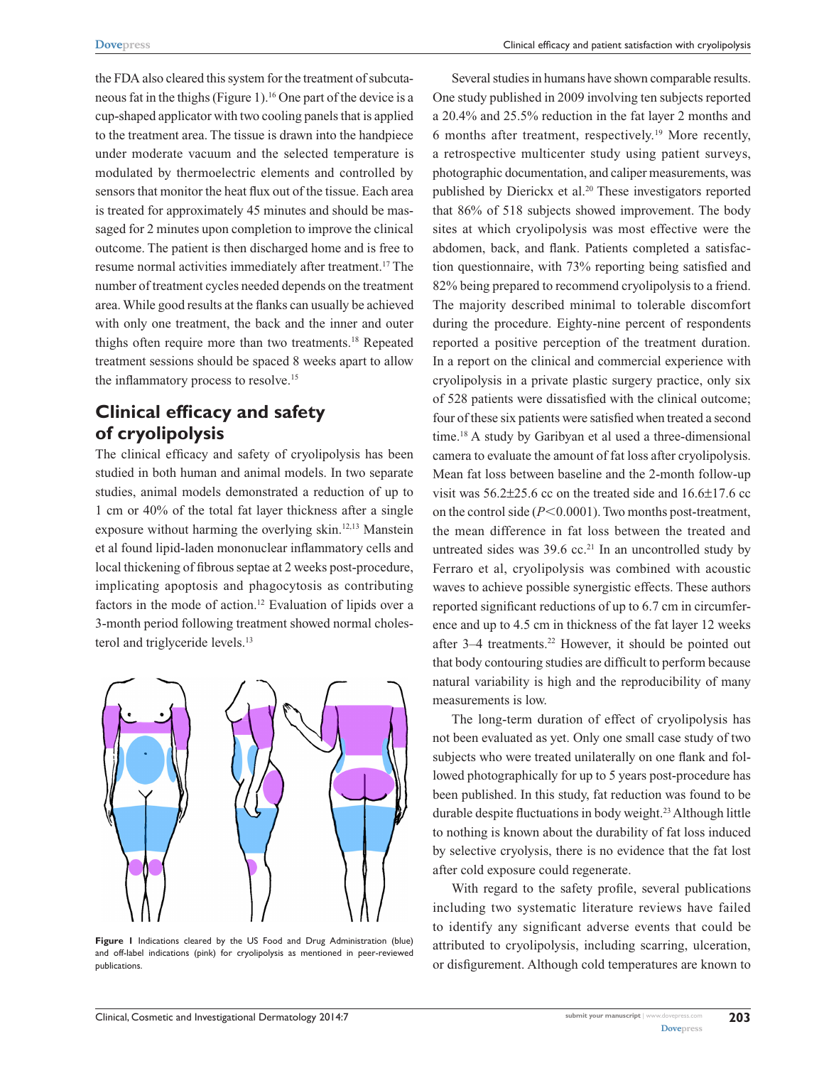the FDA also cleared this system for the treatment of subcutaneous fat in the thighs (Figure 1).[16] One part of the device is a cup-shaped applicator with two cooling panels that is applied to the treatment area. The tissue is drawn into the handpiece under moderate vacuum and the selected temperature is modulated by thermoelectric elements and controlled by sensors that monitor the heat flux out of the tissue. Each area is treated for approximately 45 minutes and should be massaged for 2 minutes upon completion to improve the clinical outcome. The patient is then discharged home and is free to resume normal activities immediately after treatment.[17] The number of treatment cycles needed depends on the treatment area. While good results at the flanks can usually be achieved with only one treatment, the back and the inner and outer thighs often require more than two treatments.[18] Repeated treatment sessions should be spaced 8 weeks apart to allow the inflammatory process to resolve.[15]

## Clinical efficacy and safety of cryolipolysis

The clinical efficacy and safety of cryolipolysis has been studied in both human and animal models. In two separate studies, animal models demonstrated a reduction of up to 1 cm or 40% of the total fat layer thickness after a single exposure without harming the overlying skin.[12,13] Manstein et al found lipid-laden mononuclear inflammatory cells and local thickening of fibrous septae at 2 weeks post-procedure, implicating apoptosis and phagocytosis as contributing factors in the mode of action.[12] Evaluation of lipids over a 3-month period following treatment showed normal cholesterol and triglyceride levels.[13]

**Figure 1** Indications cleared by the US Food and Drug Administration (blue) and off-label indications (pink) for cryolipolysis as mentioned in peer-reviewed publications.

Several studies in humans have shown comparable results. One study published in 2009 involving ten subjects reported a 20.4% and 25.5% reduction in the fat layer 2 months and 6 months after treatment, respectively.[19] More recently, a retrospective multicenter study using patient surveys, photographic documentation, and caliper measurements, was published by Dierickx et al.[20] These investigators reported that 86% of 518 subjects showed improvement. The body sites at which cryolipolysis was most effective were the abdomen, back, and flank. Patients completed a satisfaction questionnaire, with 73% reporting being satisfied and 82% being prepared to recommend cryolipolysis to a friend. The majority described minimal to tolerable discomfort during the procedure. Eighty-nine percent of respondents reported a positive perception of the treatment duration. In a report on the clinical and commercial experience with cryolipolysis in a private plastic surgery practice, only six of 528 patients were dissatisfied with the clinical outcome; four of these six patients were satisfied when treated a second time.[18] A study by Garibyan et al used a three-dimensional camera to evaluate the amount of fat loss after cryolipolysis. Mean fat loss between baseline and the 2-month follow-up visit was 56.2±25.6 cc on the treated side and 16.6±17.6 cc on the control side ($P<0.0001$). Two months post-treatment, the mean difference in fat loss between the treated and untreated sides was 39.6 cc.[21] In an uncontrolled study by Ferraro et al, cryolipolysis was combined with acoustic waves to achieve possible synergistic effects. These authors reported significant reductions of up to 6.7 cm in circumference and up to 4.5 cm in thickness of the fat layer 12 weeks after 3–4 treatments.[22] However, it should be pointed out that body contouring studies are difficult to perform because natural variability is high and the reproducibility of many measurements is low.

The long-term duration of effect of cryolipolysis has not been evaluated as yet. Only one small case study of two subjects who were treated unilaterally on one flank and followed photographically for up to 5 years post-procedure has been published. In this study, fat reduction was found to be durable despite fluctuations in body weight.[23] Although little to nothing is known about the durability of fat loss induced by selective cryolysis, there is no evidence that the fat lost after cold exposure could regenerate.

With regard to the safety profile, several publications including two systematic literature reviews have failed to identify any significant adverse events that could be attributed to cryolipolysis, including scarring, ulceration, or disfigurement. Although cold temperatures are known to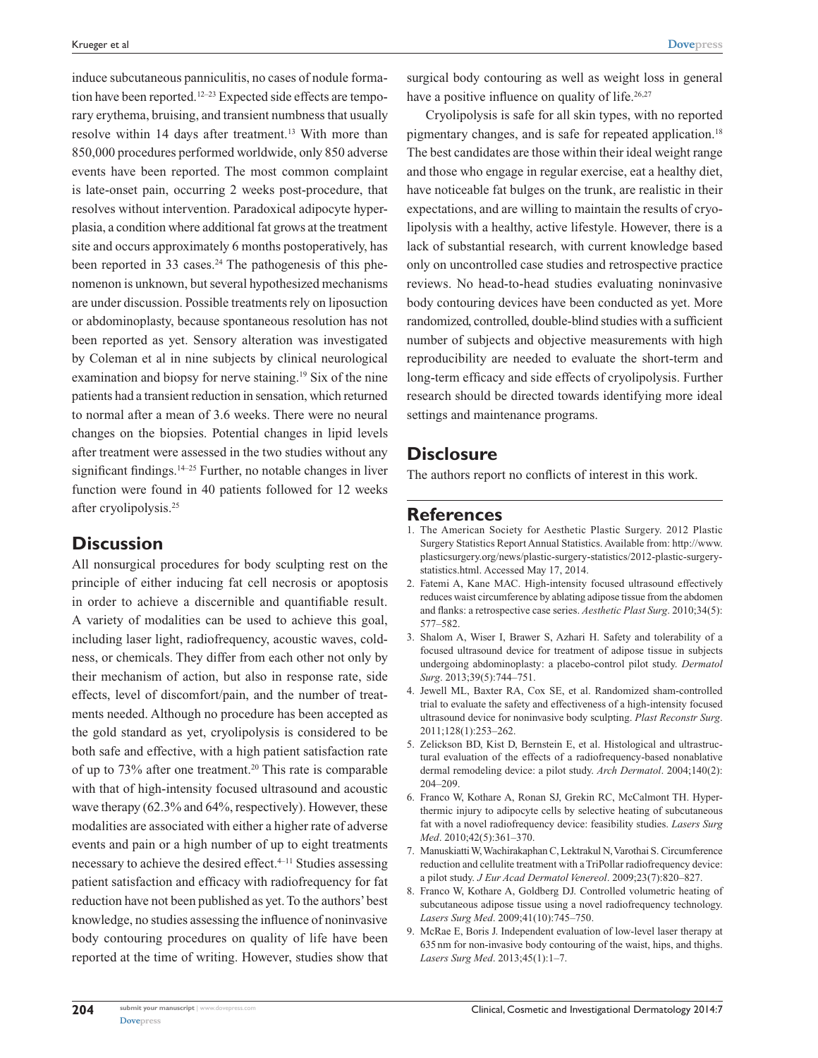induce subcutaneous panniculitis, no cases of nodule formation have been reported.[12–23] Expected side effects are temporary erythema, bruising, and transient numbness that usually resolve within 14 days after treatment.[13] With more than 850,000 procedures performed worldwide, only 850 adverse events have been reported. The most common complaint is late-onset pain, occurring 2 weeks post-procedure, that resolves without intervention. Paradoxical adipocyte hyperplasia, a condition where additional fat grows at the treatment site and occurs approximately 6 months postoperatively, has been reported in 33 cases.[24] The pathogenesis of this phenomenon is unknown, but several hypothesized mechanisms are under discussion. Possible treatments rely on liposuction or abdominoplasty, because spontaneous resolution has not been reported as yet. Sensory alteration was investigated by Coleman et al in nine subjects by clinical neurological examination and biopsy for nerve staining.[19] Six of the nine patients had a transient reduction in sensation, which returned to normal after a mean of 3.6 weeks. There were no neural changes on the biopsies. Potential changes in lipid levels after treatment were assessed in the two studies without any significant findings.[14–25] Further, no notable changes in liver function were found in 40 patients followed for 12 weeks after cryolipolysis.[25]

## Discussion

All nonsurgical procedures for body sculpting rest on the principle of either inducing fat cell necrosis or apoptosis in order to achieve a discernible and quantifiable result. A variety of modalities can be used to achieve this goal, including laser light, radiofrequency, acoustic waves, coldness, or chemicals. They differ from each other not only by their mechanism of action, but also in response rate, side effects, level of discomfort/pain, and the number of treatments needed. Although no procedure has been accepted as the gold standard as yet, cryolipolysis is considered to be both safe and effective, with a high patient satisfaction rate of up to 73% after one treatment.[20] This rate is comparable with that of high-intensity focused ultrasound and acoustic wave therapy (62.3% and 64%, respectively). However, these modalities are associated with either a higher rate of adverse events and pain or a high number of up to eight treatments necessary to achieve the desired effect.[4–11] Studies assessing patient satisfaction and efficacy with radiofrequency for fat reduction have not been published as yet. To the authors' best knowledge, no studies assessing the influence of noninvasive body contouring procedures on quality of life have been reported at the time of writing. However, studies show that surgical body contouring as well as weight loss in general have a positive influence on quality of life.[26,27]

Cryolipolysis is safe for all skin types, with no reported pigmentary changes, and is safe for repeated application.[18] The best candidates are those within their ideal weight range and those who engage in regular exercise, eat a healthy diet, have noticeable fat bulges on the trunk, are realistic in their expectations, and are willing to maintain the results of cryolipolysis with a healthy, active lifestyle. However, there is a lack of substantial research, with current knowledge based only on uncontrolled case studies and retrospective practice reviews. No head-to-head studies evaluating noninvasive body contouring devices have been conducted as yet. More randomized, controlled, double-blind studies with a sufficient number of subjects and objective measurements with high reproducibility are needed to evaluate the short-term and long-term efficacy and side effects of cryolipolysis. Further research should be directed towards identifying more ideal settings and maintenance programs.

## Disclosure

The authors report no conflicts of interest in this work.

## References

1. The American Society for Aesthetic Plastic Surgery. 2012 Plastic Surgery Statistics Report Annual Statistics. Available from: http://www.plasticsurgery.org/news/plastic-surgery-statistics/2012-plastic-surgery-statistics.html. Accessed May 17, 2014.
2. Fatemi A, Kane MAC. High-intensity focused ultrasound effectively reduces waist circumference by ablating adipose tissue from the abdomen and flanks: a retrospective case series. *Aesthetic Plast Surg*. 2010;34(5):577–582.
3. Shalom A, Wiser I, Brawer S, Azhari H. Safety and tolerability of a focused ultrasound device for treatment of adipose tissue in subjects undergoing abdominoplasty: a placebo-control pilot study. *Dermatol Surg*. 2013;39(5):744–751.
4. Jewell ML, Baxter RA, Cox SE, et al. Randomized sham-controlled trial to evaluate the safety and effectiveness of a high-intensity focused ultrasound device for noninvasive body sculpting. *Plast Reconstr Surg*. 2011;128(1):253–262.
5. Zelickson BD, Kist D, Bernstein E, et al. Histological and ultrastructural evaluation of the effects of a radiofrequency-based nonablative dermal remodeling device: a pilot study. *Arch Dermatol*. 2004;140(2):204–209.
6. Franco W, Kothare A, Ronan SJ, Grekin RC, McCalmont TH. Hyperthermic injury to adipocyte cells by selective heating of subcutaneous fat with a novel radiofrequency device: feasibility studies. *Lasers Surg Med*. 2010;42(5):361–370.
7. Manuskiatti W, Wachirakaphan C, Lektrakul N, Varothai S. Circumference reduction and cellulite treatment with a TriPollar radiofrequency device: a pilot study. *J Eur Acad Dermatol Venereol*. 2009;23(7):820–827.
8. Franco W, Kothare A, Goldberg DJ. Controlled volumetric heating of subcutaneous adipose tissue using a novel radiofrequency technology. *Lasers Surg Med*. 2009;41(10):745–750.
9. McRae E, Boris J. Independent evaluation of low-level laser therapy at 635 nm for non-invasive body contouring of the waist, hips, and thighs. *Lasers Surg Med*. 2013;45(1):1–7.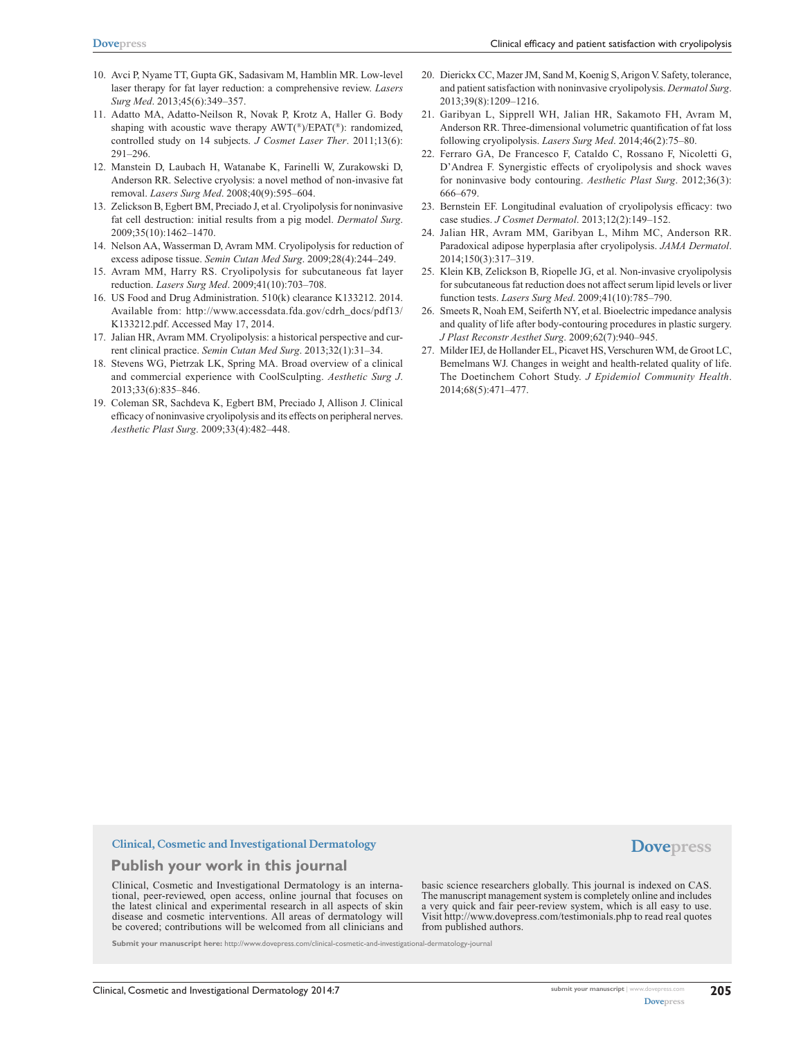10. Avci P, Nyame TT, Gupta GK, Sadasivam M, Hamblin MR. Low-level laser therapy for fat layer reduction: a comprehensive review. *Lasers Surg Med*. 2013;45(6):349–357.
11. Adatto MA, Adatto-Neilson R, Novak P, Krotz A, Haller G. Body shaping with acoustic wave therapy AWT(*)/EPAT(*): randomized, controlled study on 14 subjects. *J Cosmet Laser Ther*. 2011;13(6): 291–296.
12. Manstein D, Laubach H, Watanabe K, Farinelli W, Zurakowski D, Anderson RR. Selective cryolysis: a novel method of non-invasive fat removal. *Lasers Surg Med*. 2008;40(9):595–604.
13. Zelickson B, Egbert BM, Preciado J, et al. Cryolipolysis for noninvasive fat cell destruction: initial results from a pig model. *Dermatol Surg*. 2009;35(10):1462–1470.
14. Nelson AA, Wasserman D, Avram MM. Cryolipolysis for reduction of excess adipose tissue. *Semin Cutan Med Surg*. 2009;28(4):244–249.
15. Avram MM, Harry RS. Cryolipolysis for subcutaneous fat layer reduction. *Lasers Surg Med*. 2009;41(10):703–708.
16. US Food and Drug Administration. 510(k) clearance K133212. 2014. Available from: http://www.accessdata.fda.gov/cdrh_docs/pdf13/K133212.pdf. Accessed May 17, 2014.
17. Jalian HR, Avram MM. Cryolipolysis: a historical perspective and current clinical practice. *Semin Cutan Med Surg*. 2013;32(1):31–34.
18. Stevens WG, Pietrzak LK, Spring MA. Broad overview of a clinical and commercial experience with CoolSculpting. *Aesthetic Surg J*. 2013;33(6):835–846.
19. Coleman SR, Sachdeva K, Egbert BM, Preciado J, Allison J. Clinical efficacy of noninvasive cryolipolysis and its effects on peripheral nerves. *Aesthetic Plast Surg*. 2009;33(4):482–448.
20. Dierickx CC, Mazer JM, Sand M, Koenig S, Arigon V. Safety, tolerance, and patient satisfaction with noninvasive cryolipolysis. *Dermatol Surg*. 2013;39(8):1209–1216.
21. Garibyan L, Sipprell WH, Jalian HR, Sakamoto FH, Avram M, Anderson RR. Three-dimensional volumetric quantification of fat loss following cryolipolysis. *Lasers Surg Med*. 2014;46(2):75–80.
22. Ferraro GA, De Francesco F, Cataldo C, Rossano F, Nicoletti G, D'Andrea F. Synergistic effects of cryolipolysis and shock waves for noninvasive body contouring. *Aesthetic Plast Surg*. 2012;36(3): 666–679.
23. Bernstein EF. Longitudinal evaluation of cryolipolysis efficacy: two case studies. *J Cosmet Dermatol*. 2013;12(2):149–152.
24. Jalian HR, Avram MM, Garibyan L, Mihm MC, Anderson RR. Paradoxical adipose hyperplasia after cryolipolysis. *JAMA Dermatol*. 2014;150(3):317–319.
25. Klein KB, Zelickson B, Riopelle JG, et al. Non-invasive cryolipolysis for subcutaneous fat reduction does not affect serum lipid levels or liver function tests. *Lasers Surg Med*. 2009;41(10):785–790.
26. Smeets R, Noah EM, Seiferth NY, et al. Bioelectric impedance analysis and quality of life after body-contouring procedures in plastic surgery. *J Plast Reconstr Aesthet Surg*. 2009;62(7):940–945.
27. Milder IEJ, de Hollander EL, Picavet HS, Verschuren WM, de Groot LC, Bemelmans WJ. Changes in weight and health-related quality of life. The Doetinchem Cohort Study. *J Epidemiol Community Health*. 2014;68(5):471–477.

**Clinical, Cosmetic and Investigational Dermatology**

## Publish your work in this journal

Clinical, Cosmetic and Investigational Dermatology is an international, peer-reviewed, open access, online journal that focuses on the latest clinical and experimental research in all aspects of skin disease and cosmetic interventions. All areas of dermatology will be covered; contributions will be welcomed from all clinicians and basic science researchers globally. This journal is indexed on CAS. The manuscript management system is completely online and includes a very quick and fair peer-review system, which is all easy to use. Visit http://www.dovepress.com/testimonials.php to read real quotes from published authors.

**Submit your manuscript here:** http://www.dovepress.com/clinical-cosmetic-and-investigational-dermatology-journal